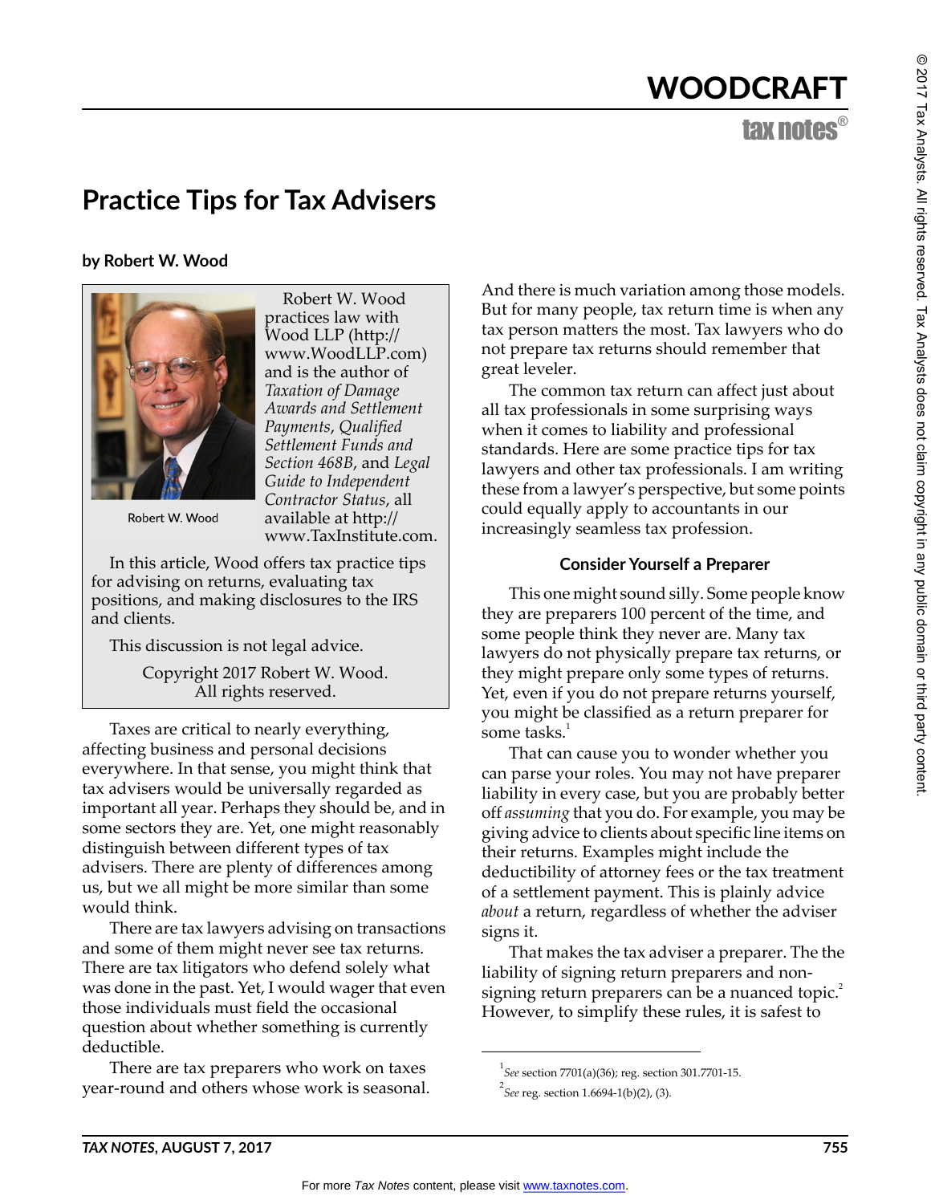# Practice Tips for Tax Advisers

**by Robert W. Wood**

Robert W. Wood

Robert W. Wood practices law with Wood LLP (http://www.WoodLLP.com) and is the author of *Taxation of Damage Awards and Settlement Payments*, *Qualified Settlement Funds and Section 468B*, and *Legal Guide to Independent Contractor Status*, all available at http://www.TaxInstitute.com.

In this article, Wood offers tax practice tips for advising on returns, evaluating tax positions, and making disclosures to the IRS and clients.

This discussion is not legal advice.

Copyright 2017 Robert W. Wood. All rights reserved.

Taxes are critical to nearly everything, affecting business and personal decisions everywhere. In that sense, you might think that tax advisers would be universally regarded as important all year. Perhaps they should be, and in some sectors they are. Yet, one might reasonably distinguish between different types of tax advisers. There are plenty of differences among us, but we all might be more similar than some would think.

There are tax lawyers advising on transactions and some of them might never see tax returns. There are tax litigators who defend solely what was done in the past. Yet, I would wager that even those individuals must field the occasional question about whether something is currently deductible.

There are tax preparers who work on taxes year-round and others whose work is seasonal. And there is much variation among those models. But for many people, tax return time is when any tax person matters the most. Tax lawyers who do not prepare tax returns should remember that great leveler.

The common tax return can affect just about all tax professionals in some surprising ways when it comes to liability and professional standards. Here are some practice tips for tax lawyers and other tax professionals. I am writing these from a lawyer's perspective, but some points could equally apply to accountants in our increasingly seamless tax profession.

## Consider Yourself a Preparer

This one might sound silly. Some people know they are preparers 100 percent of the time, and some people think they never are. Many tax lawyers do not physically prepare tax returns, or they might prepare only some types of returns. Yet, even if you do not prepare returns yourself, you might be classified as a return preparer for some tasks.[1]

That can cause you to wonder whether you can parse your roles. You may not have preparer liability in every case, but you are probably better off *assuming* that you do. For example, you may be giving advice to clients about specific line items on their returns. Examples might include the deductibility of attorney fees or the tax treatment of a settlement payment. This is plainly advice *about* a return, regardless of whether the adviser signs it.

That makes the tax adviser a preparer. The the liability of signing return preparers and non-signing return preparers can be a nuanced topic.[2] However, to simplify these rules, it is safest to

---

[1] *See* section 7701(a)(36); reg. section 301.7701-15.

[2] *See* reg. section 1.6694-1(b)(2), (3).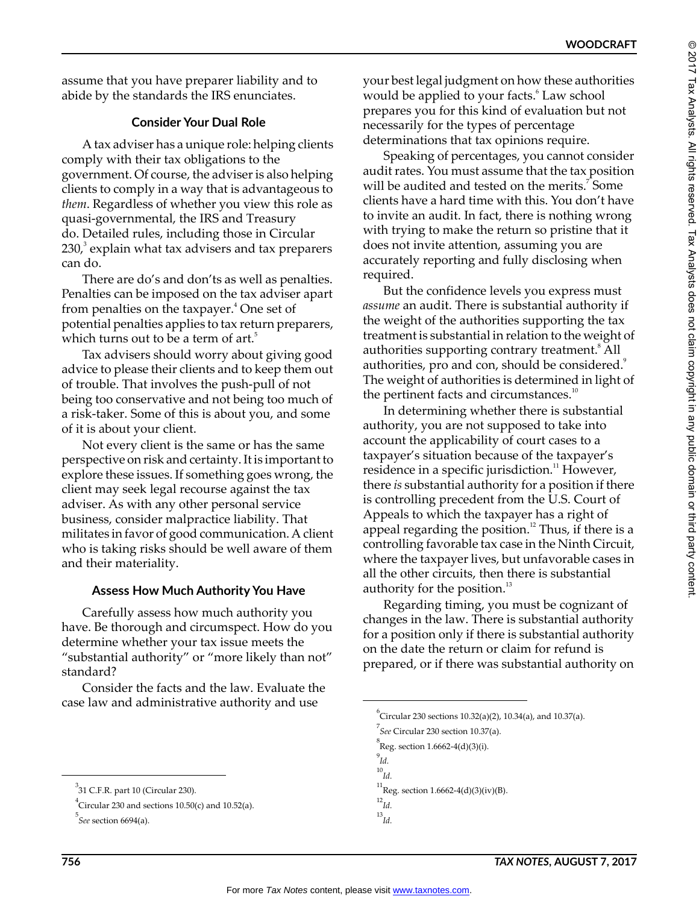assume that you have preparer liability and to abide by the standards the IRS enunciates.

### Consider Your Dual Role

A tax adviser has a unique role: helping clients comply with their tax obligations to the government. Of course, the adviser is also helping clients to comply in a way that is advantageous to *them*. Regardless of whether you view this role as quasi-governmental, the IRS and Treasury do. Detailed rules, including those in Circular 230,[3] explain what tax advisers and tax preparers can do.

There are do's and don'ts as well as penalties. Penalties can be imposed on the tax adviser apart from penalties on the taxpayer.[4] One set of potential penalties applies to tax return preparers, which turns out to be a term of art.[5]

Tax advisers should worry about giving good advice to please their clients and to keep them out of trouble. That involves the push-pull of not being too conservative and not being too much of a risk-taker. Some of this is about you, and some of it is about your client.

Not every client is the same or has the same perspective on risk and certainty. It is important to explore these issues. If something goes wrong, the client may seek legal recourse against the tax adviser. As with any other personal service business, consider malpractice liability. That militates in favor of good communication. A client who is taking risks should be well aware of them and their materiality.

### Assess How Much Authority You Have

Carefully assess how much authority you have. Be thorough and circumspect. How do you determine whether your tax issue meets the "substantial authority" or "more likely than not" standard?

Consider the facts and the law. Evaluate the case law and administrative authority and use your best legal judgment on how these authorities would be applied to your facts.[6] Law school prepares you for this kind of evaluation but not necessarily for the types of percentage determinations that tax opinions require.

Speaking of percentages, you cannot consider audit rates. You must assume that the tax position will be audited and tested on the merits.[7] Some clients have a hard time with this. You don't have to invite an audit. In fact, there is nothing wrong with trying to make the return so pristine that it does not invite attention, assuming you are accurately reporting and fully disclosing when required.

But the confidence levels you express must *assume* an audit. There is substantial authority if the weight of the authorities supporting the tax treatment is substantial in relation to the weight of authorities supporting contrary treatment.[8] All authorities, pro and con, should be considered.[9] The weight of authorities is determined in light of the pertinent facts and circumstances.[10]

In determining whether there is substantial authority, you are not supposed to take into account the applicability of court cases to a taxpayer's situation because of the taxpayer's residence in a specific jurisdiction.[11] However, there *is* substantial authority for a position if there is controlling precedent from the U.S. Court of Appeals to which the taxpayer has a right of appeal regarding the position.[12] Thus, if there is a controlling favorable tax case in the Ninth Circuit, where the taxpayer lives, but unfavorable cases in all the other circuits, then there is substantial authority for the position.[13]

Regarding timing, you must be cognizant of changes in the law. There is substantial authority for a position only if there is substantial authority on the date the return or claim for refund is prepared, or if there was substantial authority on

---

[3] 31 C.F.R. part 10 (Circular 230).

[4] Circular 230 and sections 10.50(c) and 10.52(a).

[5] *See* section 6694(a).

[6] Circular 230 sections 10.32(a)(2), 10.34(a), and 10.37(a).

[7] *See* Circular 230 section 10.37(a).

[8] Reg. section 1.6662-4(d)(3)(i).

[9] *Id.*

[10] *Id.*

[11] Reg. section 1.6662-4(d)(3)(iv)(B).

[12] *Id.*

[13] *Id.*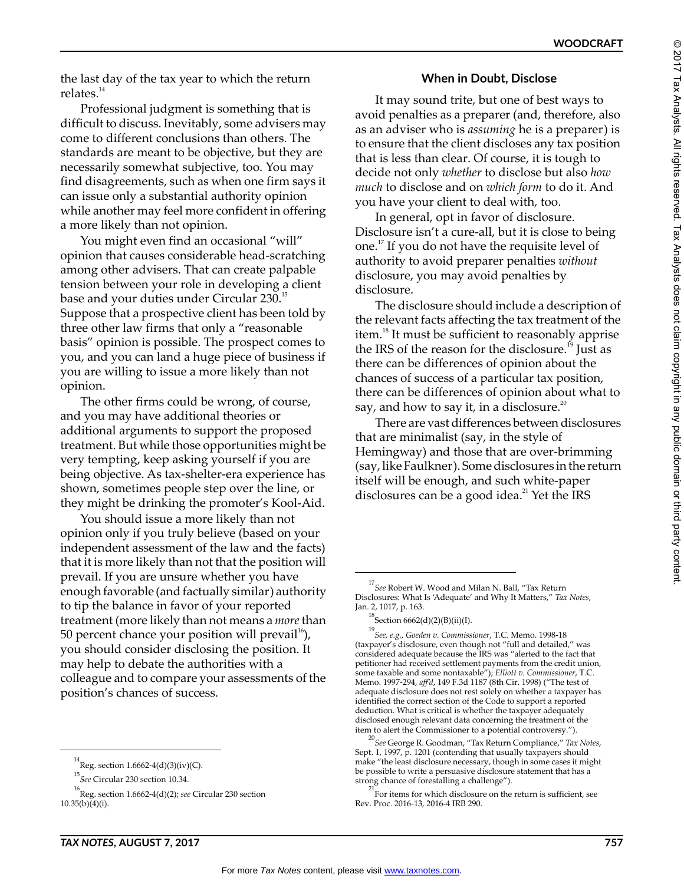the last day of the tax year to which the return relates.[14]

Professional judgment is something that is difficult to discuss. Inevitably, some advisers may come to different conclusions than others. The standards are meant to be objective, but they are necessarily somewhat subjective, too. You may find disagreements, such as when one firm says it can issue only a substantial authority opinion while another may feel more confident in offering a more likely than not opinion.

You might even find an occasional "will" opinion that causes considerable head-scratching among other advisers. That can create palpable tension between your role in developing a client base and your duties under Circular 230.[15] Suppose that a prospective client has been told by three other law firms that only a "reasonable basis" opinion is possible. The prospect comes to you, and you can land a huge piece of business if you are willing to issue a more likely than not opinion.

The other firms could be wrong, of course, and you may have additional theories or additional arguments to support the proposed treatment. But while those opportunities might be very tempting, keep asking yourself if you are being objective. As tax-shelter-era experience has shown, sometimes people step over the line, or they might be drinking the promoter's Kool-Aid.

You should issue a more likely than not opinion only if you truly believe (based on your independent assessment of the law and the facts) that it is more likely than not that the position will prevail. If you are unsure whether you have enough favorable (and factually similar) authority to tip the balance in favor of your reported treatment (more likely than not means a *more* than 50 percent chance your position will prevail[16]), you should consider disclosing the position. It may help to debate the authorities with a colleague and to compare your assessments of the position's chances of success.

## When in Doubt, Disclose

It may sound trite, but one of best ways to avoid penalties as a preparer (and, therefore, also as an adviser who is *assuming* he is a preparer) is to ensure that the client discloses any tax position that is less than clear. Of course, it is tough to decide not only *whether* to disclose but also *how much* to disclose and on *which form* to do it. And you have your client to deal with, too.

In general, opt in favor of disclosure. Disclosure isn't a cure-all, but it is close to being one.[17] If you do not have the requisite level of authority to avoid preparer penalties *without* disclosure, you may avoid penalties by disclosure.

The disclosure should include a description of the relevant facts affecting the tax treatment of the item.[18] It must be sufficient to reasonably apprise the IRS of the reason for the disclosure.[19] Just as there can be differences of opinion about the chances of success of a particular tax position, there can be differences of opinion about what to say, and how to say it, in a disclosure.[20]

There are vast differences between disclosures that are minimalist (say, in the style of Hemingway) and those that are over-brimming (say, like Faulkner). Some disclosures in the return itself will be enough, and such white-paper disclosures can be a good idea.[21] Yet the IRS

---

[14] Reg. section 1.6662-4(d)(3)(iv)(C).

[15] *See* Circular 230 section 10.34.

[16] Reg. section 1.6662-4(d)(2); *see* Circular 230 section 10.35(b)(4)(i).

[17] *See* Robert W. Wood and Milan N. Ball, "Tax Return Disclosures: What Is 'Adequate' and Why It Matters," *Tax Notes*, Jan. 2, 1017, p. 163.

[18] Section 6662(d)(2)(B)(ii)(I).

[19] *See, e.g.*, *Goeden v. Commissioner*, T.C. Memo. 1998-18 (taxpayer's disclosure, even though not "full and detailed," was considered adequate because the IRS was "alerted to the fact that petitioner had received settlement payments from the credit union, some taxable and some nontaxable"); *Elliott v. Commissioner*, T.C. Memo. 1997-294, *aff'd*, 149 F.3d 1187 (8th Cir. 1998) ("The test of adequate disclosure does not rest solely on whether a taxpayer has identified the correct section of the Code to support a reported deduction. What is critical is whether the taxpayer adequately disclosed enough relevant data concerning the treatment of the item to alert the Commissioner to a potential controversy.").

[20] *See* George R. Goodman, "Tax Return Compliance," *Tax Notes*, Sept. 1, 1997, p. 1201 (contending that usually taxpayers should make "the least disclosure necessary, though in some cases it might be possible to write a persuasive disclosure statement that has a strong chance of forestalling a challenge").

[21] For items for which disclosure on the return is sufficient, see Rev. Proc. 2016-13, 2016-4 IRB 290.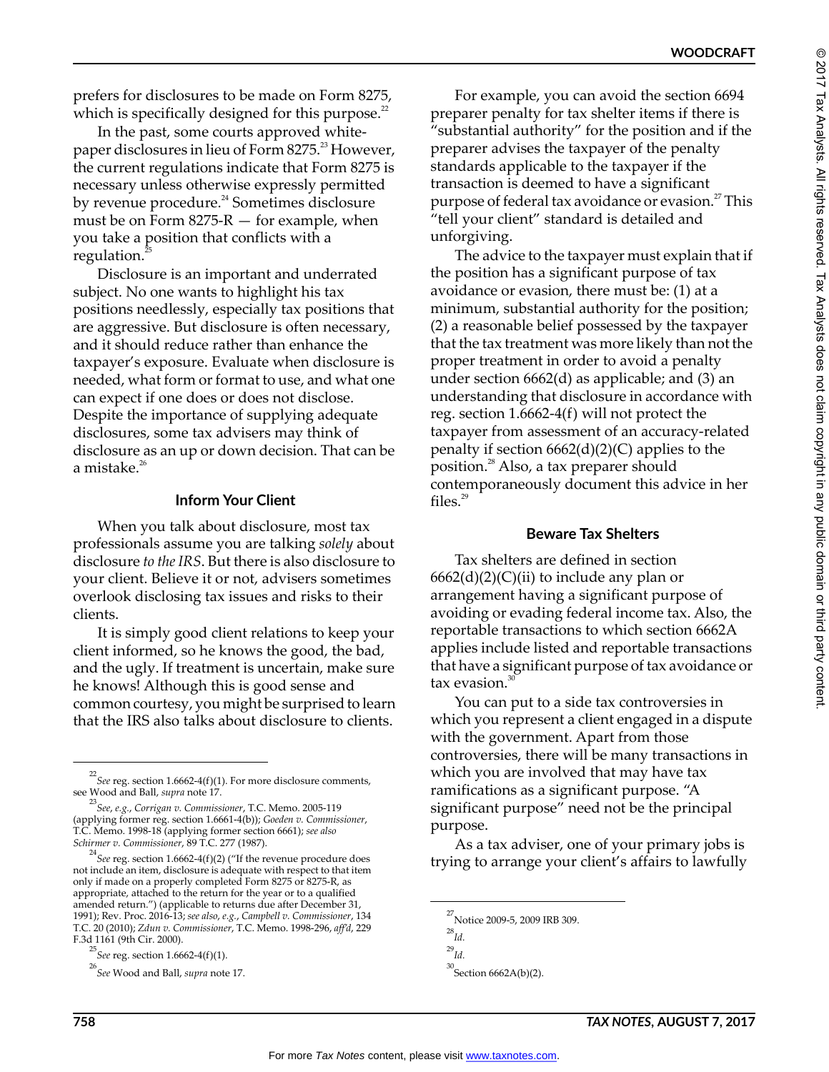prefers for disclosures to be made on Form 8275, which is specifically designed for this purpose.[22]

In the past, some courts approved white-paper disclosures in lieu of Form 8275.[23] However, the current regulations indicate that Form 8275 is necessary unless otherwise expressly permitted by revenue procedure.[24] Sometimes disclosure must be on Form 8275-R — for example, when you take a position that conflicts with a regulation.[25]

Disclosure is an important and underrated subject. No one wants to highlight his tax positions needlessly, especially tax positions that are aggressive. But disclosure is often necessary, and it should reduce rather than enhance the taxpayer's exposure. Evaluate when disclosure is needed, what form or format to use, and what one can expect if one does or does not disclose. Despite the importance of supplying adequate disclosures, some tax advisers may think of disclosure as an up or down decision. That can be a mistake.[26]

### Inform Your Client

When you talk about disclosure, most tax professionals assume you are talking *solely* about disclosure *to the IRS*. But there is also disclosure to your client. Believe it or not, advisers sometimes overlook disclosing tax issues and risks to their clients.

It is simply good client relations to keep your client informed, so he knows the good, the bad, and the ugly. If treatment is uncertain, make sure he knows! Although this is good sense and common courtesy, you might be surprised to learn that the IRS also talks about disclosure to clients.

For example, you can avoid the section 6694 preparer penalty for tax shelter items if there is "substantial authority" for the position and if the preparer advises the taxpayer of the penalty standards applicable to the taxpayer if the transaction is deemed to have a significant purpose of federal tax avoidance or evasion.[27] This "tell your client" standard is detailed and unforgiving.

The advice to the taxpayer must explain that if the position has a significant purpose of tax avoidance or evasion, there must be: (1) at a minimum, substantial authority for the position; (2) a reasonable belief possessed by the taxpayer that the tax treatment was more likely than not the proper treatment in order to avoid a penalty under section 6662(d) as applicable; and (3) an understanding that disclosure in accordance with reg. section 1.6662-4(f) will not protect the taxpayer from assessment of an accuracy-related penalty if section 6662(d)(2)(C) applies to the position.[28] Also, a tax preparer should contemporaneously document this advice in her files.[29]

### Beware Tax Shelters

Tax shelters are defined in section 6662(d)(2)(C)(ii) to include any plan or arrangement having a significant purpose of avoiding or evading federal income tax. Also, the reportable transactions to which section 6662A applies include listed and reportable transactions that have a significant purpose of tax avoidance or tax evasion.[30]

You can put to a side tax controversies in which you represent a client engaged in a dispute with the government. Apart from those controversies, there will be many transactions in which you are involved that may have tax ramifications as a significant purpose. "A significant purpose" need not be the principal purpose.

As a tax adviser, one of your primary jobs is trying to arrange your client's affairs to lawfully

---

[22] *See* reg. section 1.6662-4(f)(1). For more disclosure comments, see Wood and Ball, *supra* note 17.

[23] *See, e.g.*, *Corrigan v. Commissioner*, T.C. Memo. 2005-119 (applying former reg. section 1.6661-4(b)); *Goeden v. Commissioner*, T.C. Memo. 1998-18 (applying former section 6661); *see also Schirmer v. Commissioner*, 89 T.C. 277 (1987).

[24] *See* reg. section 1.6662-4(f)(2) ("If the revenue procedure does not include an item, disclosure is adequate with respect to that item only if made on a properly completed Form 8275 or 8275-R, as appropriate, attached to the return for the year or to a qualified amended return.") (applicable to returns due after December 31, 1991); Rev. Proc. 2016-13; *see also, e.g.*, *Campbell v. Commissioner*, 134 T.C. 20 (2010); *Zdun v. Commissioner*, T.C. Memo. 1998-296, *aff'd*, 229 F.3d 1161 (9th Cir. 2000).

[25] *See* reg. section 1.6662-4(f)(1).

[26] *See* Wood and Ball, *supra* note 17.

[27] Notice 2009-5, 2009 IRB 309.

[28] *Id.*

[29] *Id.*

[30] Section 6662A(b)(2).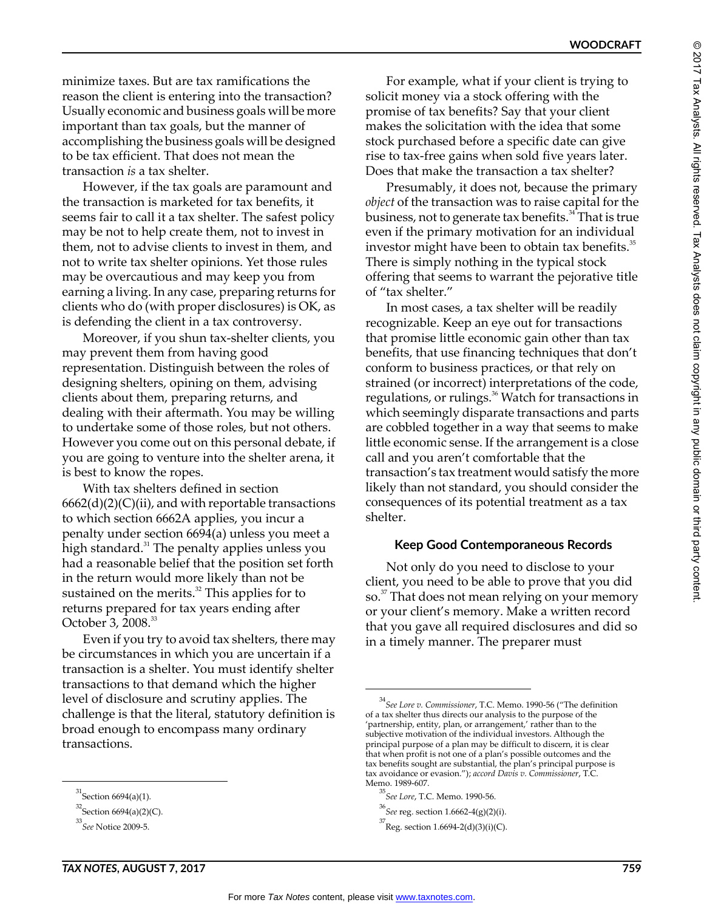minimize taxes. But are tax ramifications the reason the client is entering into the transaction? Usually economic and business goals will be more important than tax goals, but the manner of accomplishing the business goals will be designed to be tax efficient. That does not mean the transaction *is* a tax shelter.

However, if the tax goals are paramount and the transaction is marketed for tax benefits, it seems fair to call it a tax shelter. The safest policy may be not to help create them, not to invest in them, not to advise clients to invest in them, and not to write tax shelter opinions. Yet those rules may be overcautious and may keep you from earning a living. In any case, preparing returns for clients who do (with proper disclosures) is OK, as is defending the client in a tax controversy.

Moreover, if you shun tax-shelter clients, you may prevent them from having good representation. Distinguish between the roles of designing shelters, opining on them, advising clients about them, preparing returns, and dealing with their aftermath. You may be willing to undertake some of those roles, but not others. However you come out on this personal debate, if you are going to venture into the shelter arena, it is best to know the ropes.

With tax shelters defined in section 6662(d)(2)(C)(ii), and with reportable transactions to which section 6662A applies, you incur a penalty under section 6694(a) unless you meet a high standard.[31] The penalty applies unless you had a reasonable belief that the position set forth in the return would more likely than not be sustained on the merits.[32] This applies for to returns prepared for tax years ending after October 3, 2008.[33]

Even if you try to avoid tax shelters, there may be circumstances in which you are uncertain if a transaction is a shelter. You must identify shelter transactions to that demand which the higher level of disclosure and scrutiny applies. The challenge is that the literal, statutory definition is broad enough to encompass many ordinary transactions.

For example, what if your client is trying to solicit money via a stock offering with the promise of tax benefits? Say that your client makes the solicitation with the idea that some stock purchased before a specific date can give rise to tax-free gains when sold five years later. Does that make the transaction a tax shelter?

Presumably, it does not, because the primary *object* of the transaction was to raise capital for the business, not to generate tax benefits.[34] That is true even if the primary motivation for an individual investor might have been to obtain tax benefits.[35] There is simply nothing in the typical stock offering that seems to warrant the pejorative title of "tax shelter."

In most cases, a tax shelter will be readily recognizable. Keep an eye out for transactions that promise little economic gain other than tax benefits, that use financing techniques that don't conform to business practices, or that rely on strained (or incorrect) interpretations of the code, regulations, or rulings.[36] Watch for transactions in which seemingly disparate transactions and parts are cobbled together in a way that seems to make little economic sense. If the arrangement is a close call and you aren't comfortable that the transaction's tax treatment would satisfy the more likely than not standard, you should consider the consequences of its potential treatment as a tax shelter.

### Keep Good Contemporaneous Records

Not only do you need to disclose to your client, you need to be able to prove that you did so.[37] That does not mean relying on your memory or your client's memory. Make a written record that you gave all required disclosures and did so in a timely manner. The preparer must

---

[31] Section 6694(a)(1).

[32] Section 6694(a)(2)(C).

[33] *See* Notice 2009-5.

[34] *See Lore v. Commissioner*, T.C. Memo. 1990-56 ("The definition of a tax shelter thus directs our analysis to the purpose of the 'partnership, entity, plan, or arrangement,' rather than to the subjective motivation of the individual investors. Although the principal purpose of a plan may be difficult to discern, it is clear that when profit is not one of a plan's possible outcomes and the tax benefits sought are substantial, the plan's principal purpose is tax avoidance or evasion."); *accord Davis v. Commissioner*, T.C. Memo. 1989-607.

[35] *See Lore*, T.C. Memo. 1990-56.

[36] *See* reg. section 1.6662-4(g)(2)(i).

[37] Reg. section 1.6694-2(d)(3)(i)(C).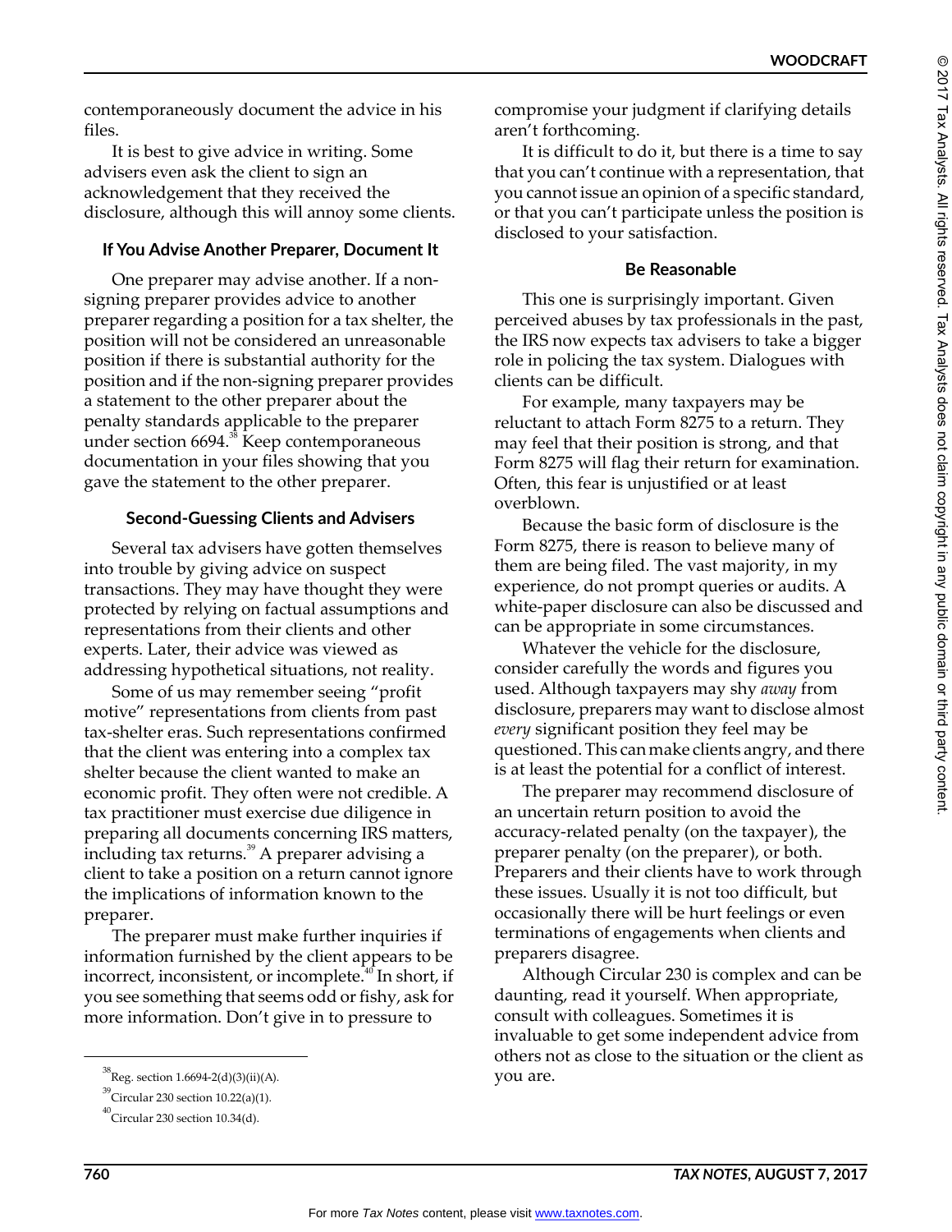contemporaneously document the advice in his files.

It is best to give advice in writing. Some advisers even ask the client to sign an acknowledgement that they received the disclosure, although this will annoy some clients.

### If You Advise Another Preparer, Document It

One preparer may advise another. If a non-signing preparer provides advice to another preparer regarding a position for a tax shelter, the position will not be considered an unreasonable position if there is substantial authority for the position and if the non-signing preparer provides a statement to the other preparer about the penalty standards applicable to the preparer under section 6694.[38] Keep contemporaneous documentation in your files showing that you gave the statement to the other preparer.

### Second-Guessing Clients and Advisers

Several tax advisers have gotten themselves into trouble by giving advice on suspect transactions. They may have thought they were protected by relying on factual assumptions and representations from their clients and other experts. Later, their advice was viewed as addressing hypothetical situations, not reality.

Some of us may remember seeing "profit motive" representations from clients from past tax-shelter eras. Such representations confirmed that the client was entering into a complex tax shelter because the client wanted to make an economic profit. They often were not credible. A tax practitioner must exercise due diligence in preparing all documents concerning IRS matters, including tax returns.[39] A preparer advising a client to take a position on a return cannot ignore the implications of information known to the preparer.

The preparer must make further inquiries if information furnished by the client appears to be incorrect, inconsistent, or incomplete.[40] In short, if you see something that seems odd or fishy, ask for more information. Don't give in to pressure to compromise your judgment if clarifying details aren't forthcoming.

It is difficult to do it, but there is a time to say that you can't continue with a representation, that you cannot issue an opinion of a specific standard, or that you can't participate unless the position is disclosed to your satisfaction.

### Be Reasonable

This one is surprisingly important. Given perceived abuses by tax professionals in the past, the IRS now expects tax advisers to take a bigger role in policing the tax system. Dialogues with clients can be difficult.

For example, many taxpayers may be reluctant to attach Form 8275 to a return. They may feel that their position is strong, and that Form 8275 will flag their return for examination. Often, this fear is unjustified or at least overblown.

Because the basic form of disclosure is the Form 8275, there is reason to believe many of them are being filed. The vast majority, in my experience, do not prompt queries or audits. A white-paper disclosure can also be discussed and can be appropriate in some circumstances.

Whatever the vehicle for the disclosure, consider carefully the words and figures you used. Although taxpayers may shy *away* from disclosure, preparers may want to disclose almost *every* significant position they feel may be questioned. This can make clients angry, and there is at least the potential for a conflict of interest.

The preparer may recommend disclosure of an uncertain return position to avoid the accuracy-related penalty (on the taxpayer), the preparer penalty (on the preparer), or both. Preparers and their clients have to work through these issues. Usually it is not too difficult, but occasionally there will be hurt feelings or even terminations of engagements when clients and preparers disagree.

Although Circular 230 is complex and can be daunting, read it yourself. When appropriate, consult with colleagues. Sometimes it is invaluable to get some independent advice from others not as close to the situation or the client as you are.

---

[38] Reg. section 1.6694-2(d)(3)(ii)(A).

[39] Circular 230 section 10.22(a)(1).

[40] Circular 230 section 10.34(d).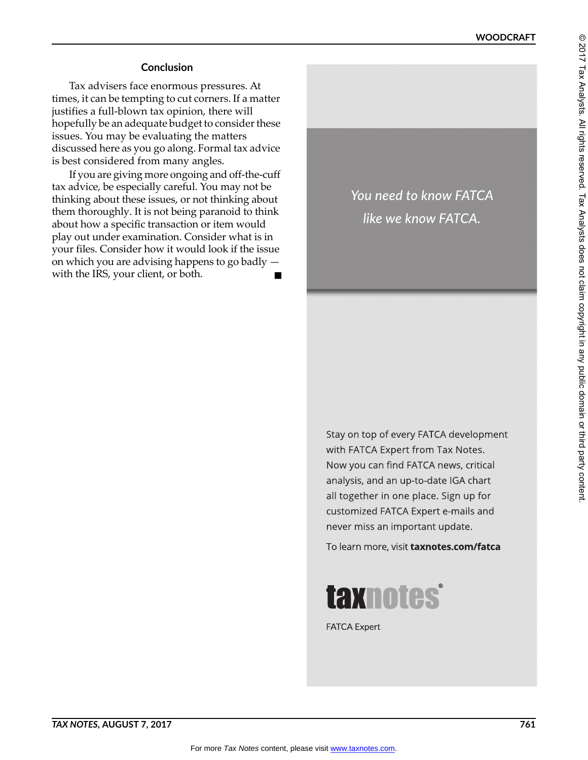## Conclusion

Tax advisers face enormous pressures. At times, it can be tempting to cut corners. If a matter justifies a full-blown tax opinion, there will hopefully be an adequate budget to consider these issues. You may be evaluating the matters discussed here as you go along. Formal tax advice is best considered from many angles.

If you are giving more ongoing and off-the-cuff tax advice, be especially careful. You may not be thinking about these issues, or not thinking about them thoroughly. It is not being paranoid to think about how a specific transaction or item would play out under examination. Consider what is in your files. Consider how it would look if the issue on which you are advising happens to go badly — with the IRS, your client, or both. ■

*You need to know FATCA like we know FATCA.*

Stay on top of every FATCA development with FATCA Expert from Tax Notes. Now you can find FATCA news, critical analysis, and an up-to-date IGA chart all together in one place. Sign up for customized FATCA Expert e-mails and never miss an important update.

To learn more, visit **taxnotes.com/fatca**

taxnotes®

FATCA Expert